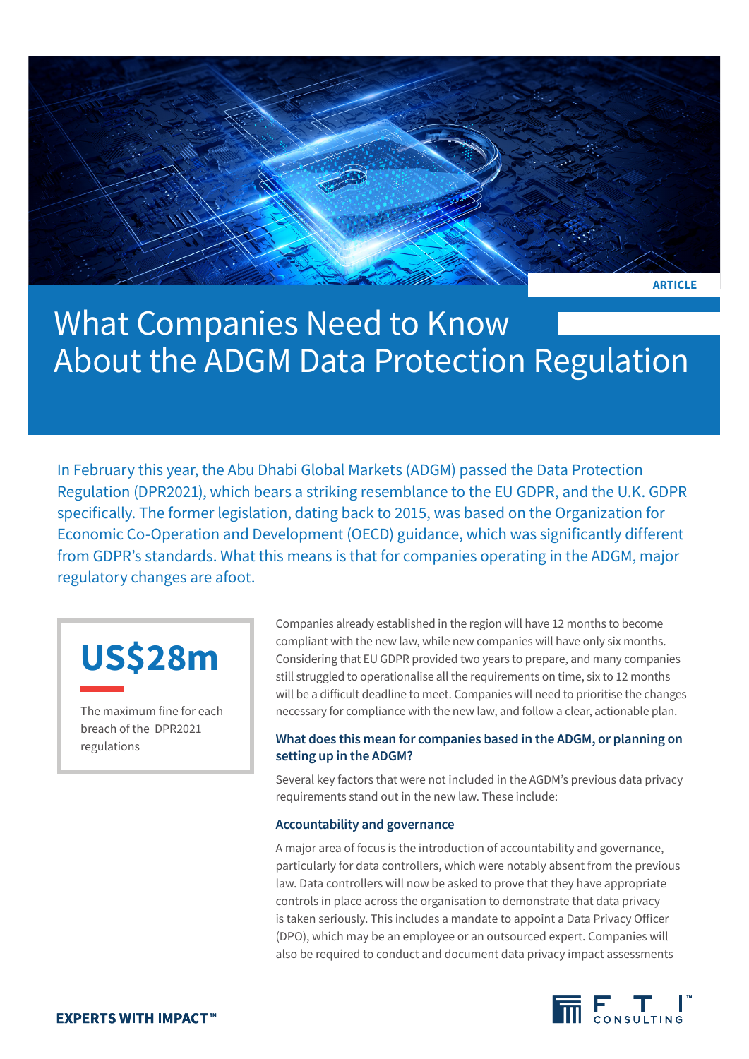ARTICLE

# What Companies Need to Know About the ADGM Data Protection Regulation

In February this year, the Abu Dhabi Global Markets (ADGM) passed the Data Protection Regulation (DPR2021), which bears a striking resemblance to the EU GDPR, and the U.K. GDPR specifically. The former legislation, dating back to 2015, was based on the Organization for Economic Co-Operation and Development (OECD) guidance, which was significantly different from GDPR's standards. What this means is that for companies operating in the ADGM, major regulatory changes are afoot.

**US$28m**

The maximum fine for each breach of the DPR2021 regulations

Companies already established in the region will have 12 months to become compliant with the new law, while new companies will have only six months. Considering that EU GDPR provided two years to prepare, and many companies still struggled to operationalise all the requirements on time, six to 12 months will be a difficult deadline to meet. Companies will need to prioritise the changes necessary for compliance with the new law, and follow a clear, actionable plan.

### What does this mean for companies based in the ADGM, or planning on setting up in the ADGM?

Several key factors that were not included in the AGDM's previous data privacy requirements stand out in the new law. These include:

#### Accountability and governance

A major area of focus is the introduction of accountability and governance, particularly for data controllers, which were notably absent from the previous law. Data controllers will now be asked to prove that they have appropriate controls in place across the organisation to demonstrate that data privacy is taken seriously. This includes a mandate to appoint a Data Privacy Officer (DPO), which may be an employee or an outsourced expert. Companies will also be required to conduct and document data privacy impact assessments

EXPERTS WITH IMPACT™

FTI CONSULTING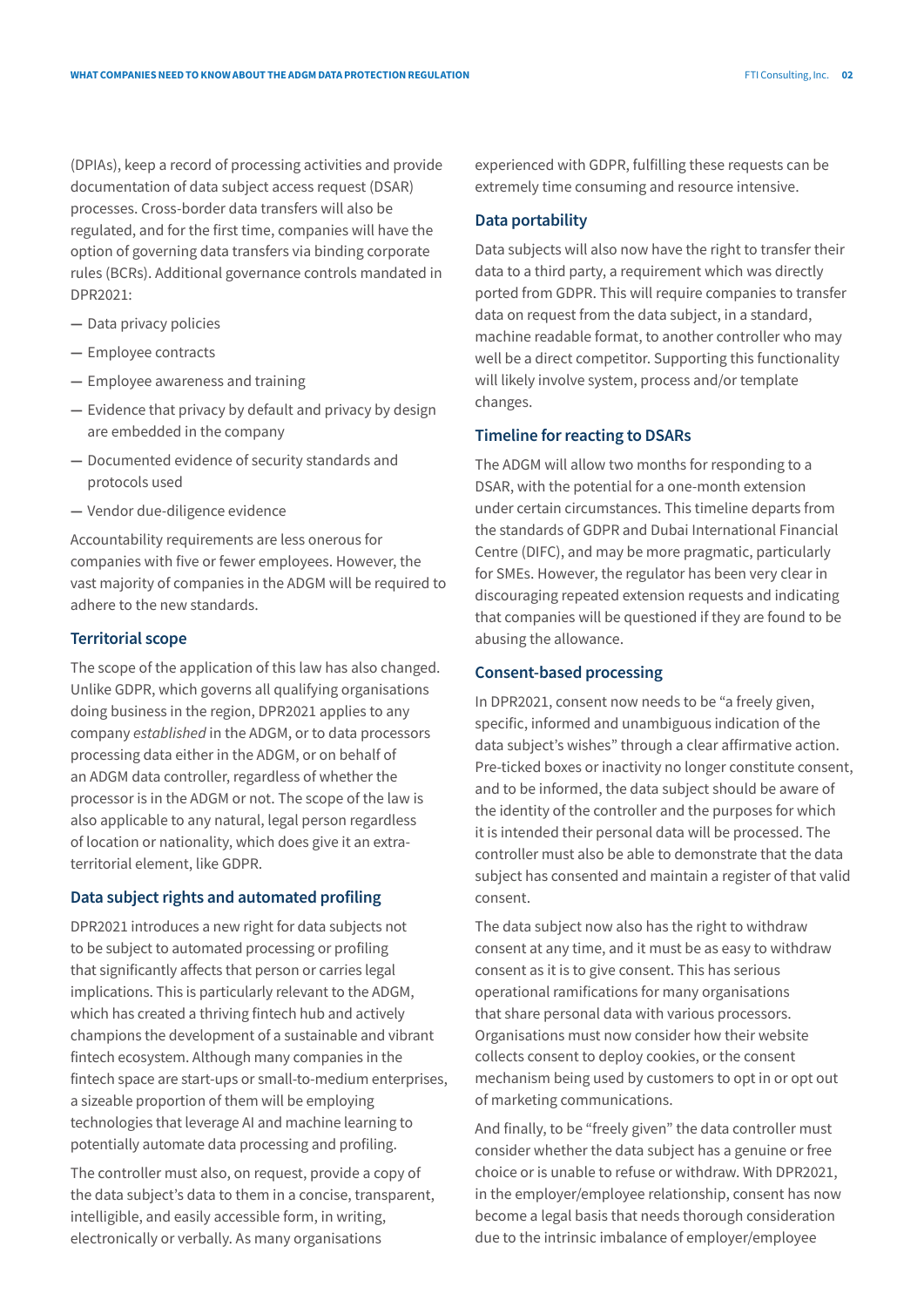(DPIAs), keep a record of processing activities and provide documentation of data subject access request (DSAR) processes. Cross-border data transfers will also be regulated, and for the first time, companies will have the option of governing data transfers via binding corporate rules (BCRs). Additional governance controls mandated in DPR2021:

- Data privacy policies
- Employee contracts
- Employee awareness and training
- Evidence that privacy by default and privacy by design are embedded in the company
- Documented evidence of security standards and protocols used
- Vendor due-diligence evidence

Accountability requirements are less onerous for companies with five or fewer employees. However, the vast majority of companies in the ADGM will be required to adhere to the new standards.

### Territorial scope

The scope of the application of this law has also changed. Unlike GDPR, which governs all qualifying organisations doing business in the region, DPR2021 applies to any company *established* in the ADGM, or to data processors processing data either in the ADGM, or on behalf of an ADGM data controller, regardless of whether the processor is in the ADGM or not. The scope of the law is also applicable to any natural, legal person regardless of location or nationality, which does give it an extra-territorial element, like GDPR.

### Data subject rights and automated profiling

DPR2021 introduces a new right for data subjects not to be subject to automated processing or profiling that significantly affects that person or carries legal implications. This is particularly relevant to the ADGM, which has created a thriving fintech hub and actively champions the development of a sustainable and vibrant fintech ecosystem. Although many companies in the fintech space are start-ups or small-to-medium enterprises, a sizeable proportion of them will be employing technologies that leverage AI and machine learning to potentially automate data processing and profiling.

The controller must also, on request, provide a copy of the data subject's data to them in a concise, transparent, intelligible, and easily accessible form, in writing, electronically or verbally. As many organisations experienced with GDPR, fulfilling these requests can be extremely time consuming and resource intensive.

### Data portability

Data subjects will also now have the right to transfer their data to a third party, a requirement which was directly ported from GDPR. This will require companies to transfer data on request from the data subject, in a standard, machine readable format, to another controller who may well be a direct competitor. Supporting this functionality will likely involve system, process and/or template changes.

### Timeline for reacting to DSARs

The ADGM will allow two months for responding to a DSAR, with the potential for a one-month extension under certain circumstances. This timeline departs from the standards of GDPR and Dubai International Financial Centre (DIFC), and may be more pragmatic, particularly for SMEs. However, the regulator has been very clear in discouraging repeated extension requests and indicating that companies will be questioned if they are found to be abusing the allowance.

### Consent-based processing

In DPR2021, consent now needs to be "a freely given, specific, informed and unambiguous indication of the data subject's wishes" through a clear affirmative action. Pre-ticked boxes or inactivity no longer constitute consent, and to be informed, the data subject should be aware of the identity of the controller and the purposes for which it is intended their personal data will be processed. The controller must also be able to demonstrate that the data subject has consented and maintain a register of that valid consent.

The data subject now also has the right to withdraw consent at any time, and it must be as easy to withdraw consent as it is to give consent. This has serious operational ramifications for many organisations that share personal data with various processors. Organisations must now consider how their website collects consent to deploy cookies, or the consent mechanism being used by customers to opt in or opt out of marketing communications.

And finally, to be "freely given" the data controller must consider whether the data subject has a genuine or free choice or is unable to refuse or withdraw. With DPR2021, in the employer/employee relationship, consent has now become a legal basis that needs thorough consideration due to the intrinsic imbalance of employer/employee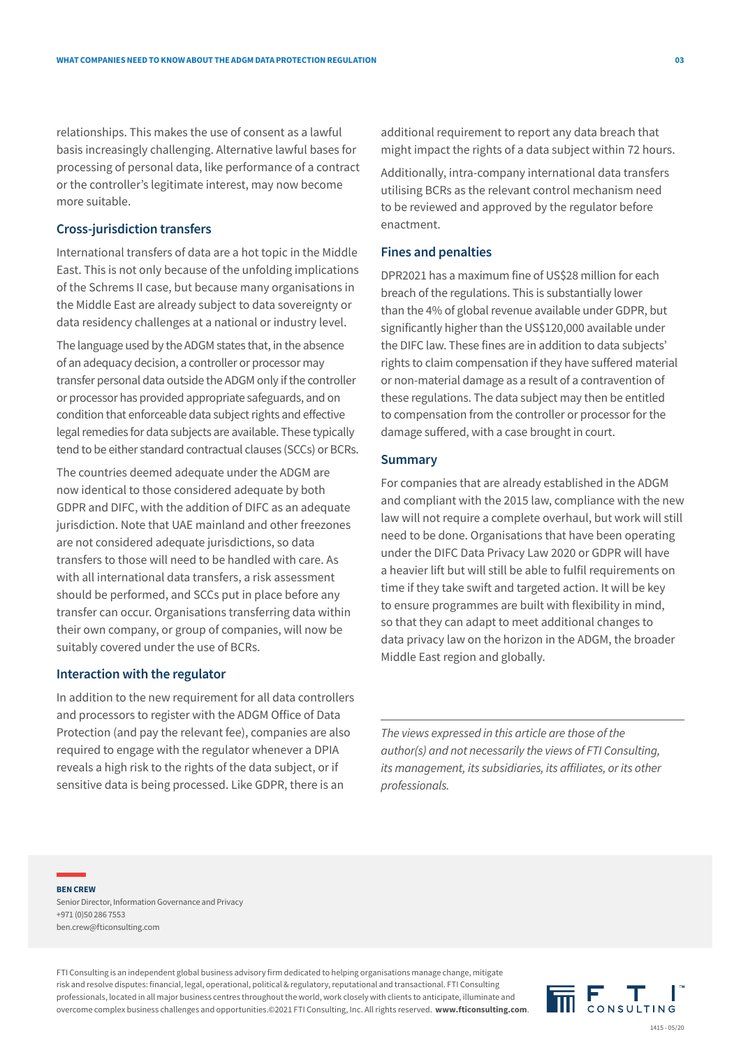relationships. This makes the use of consent as a lawful basis increasingly challenging. Alternative lawful bases for processing of personal data, like performance of a contract or the controller's legitimate interest, may now become more suitable.

### Cross-jurisdiction transfers

International transfers of data are a hot topic in the Middle East. This is not only because of the unfolding implications of the Schrems II case, but because many organisations in the Middle East are already subject to data sovereignty or data residency challenges at a national or industry level.

The language used by the ADGM states that, in the absence of an adequacy decision, a controller or processor may transfer personal data outside the ADGM only if the controller or processor has provided appropriate safeguards, and on condition that enforceable data subject rights and effective legal remedies for data subjects are available. These typically tend to be either standard contractual clauses (SCCs) or BCRs.

The countries deemed adequate under the ADGM are now identical to those considered adequate by both GDPR and DIFC, with the addition of DIFC as an adequate jurisdiction. Note that UAE mainland and other freezones are not considered adequate jurisdictions, so data transfers to those will need to be handled with care. As with all international data transfers, a risk assessment should be performed, and SCCs put in place before any transfer can occur. Organisations transferring data within their own company, or group of companies, will now be suitably covered under the use of BCRs.

### Interaction with the regulator

In addition to the new requirement for all data controllers and processors to register with the ADGM Office of Data Protection (and pay the relevant fee), companies are also required to engage with the regulator whenever a DPIA reveals a high risk to the rights of the data subject, or if sensitive data is being processed. Like GDPR, there is an additional requirement to report any data breach that might impact the rights of a data subject within 72 hours.

Additionally, intra-company international data transfers utilising BCRs as the relevant control mechanism need to be reviewed and approved by the regulator before enactment.

### Fines and penalties

DPR2021 has a maximum fine of US$28 million for each breach of the regulations. This is substantially lower than the 4% of global revenue available under GDPR, but significantly higher than the US$120,000 available under the DIFC law. These fines are in addition to data subjects' rights to claim compensation if they have suffered material or non-material damage as a result of a contravention of these regulations. The data subject may then be entitled to compensation from the controller or processor for the damage suffered, with a case brought in court.

### Summary

For companies that are already established in the ADGM and compliant with the 2015 law, compliance with the new law will not require a complete overhaul, but work will still need to be done. Organisations that have been operating under the DIFC Data Privacy Law 2020 or GDPR will have a heavier lift but will still be able to fulfil requirements on time if they take swift and targeted action. It will be key to ensure programmes are built with flexibility in mind, so that they can adapt to meet additional changes to data privacy law on the horizon in the ADGM, the broader Middle East region and globally.

---

*The views expressed in this article are those of the author(s) and not necessarily the views of FTI Consulting, its management, its subsidiaries, its affiliates, or its other professionals.*

**BEN CREW**
Senior Director, Information Governance and Privacy
+971 (0)50 286 7553
ben.crew@fticonsulting.com

FTI Consulting is an independent global business advisory firm dedicated to helping organisations manage change, mitigate risk and resolve disputes: financial, legal, operational, political & regulatory, reputational and transactional. FTI Consulting professionals, located in all major business centres throughout the world, work closely with clients to anticipate, illuminate and overcome complex business challenges and opportunities.©2021 FTI Consulting, Inc. All rights reserved. **www.fticonsulting.com**.

1415 - 05/20